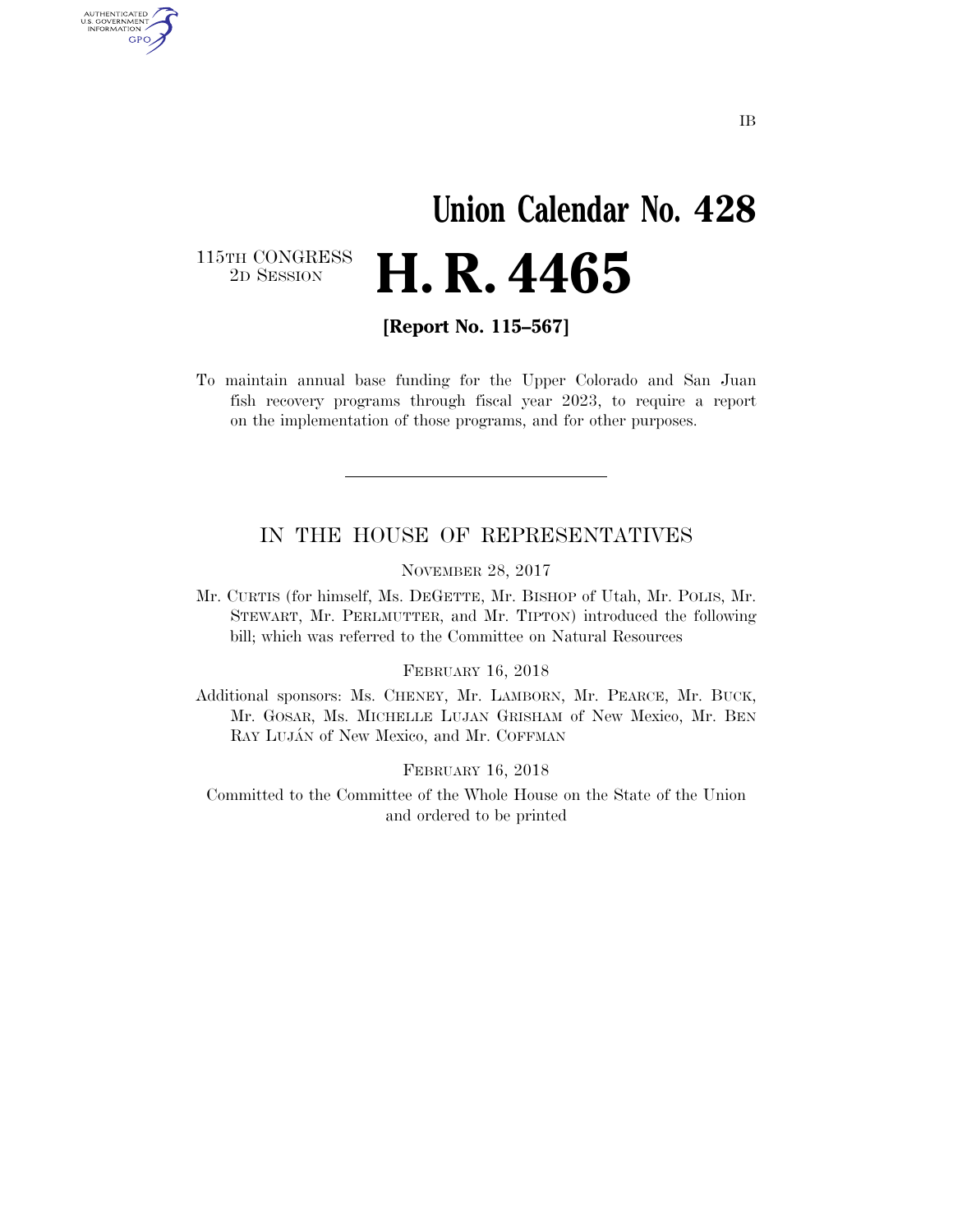IB

# Union Calendar No. 428

115TH CONGRESS
2D SESSION

# H. R. 4465

**[Report No. 115–567]**

To maintain annual base funding for the Upper Colorado and San Juan fish recovery programs through fiscal year 2023, to require a report on the implementation of those programs, and for other purposes.

---

## IN THE HOUSE OF REPRESENTATIVES

NOVEMBER 28, 2017

Mr. CURTIS (for himself, Ms. DEGETTE, Mr. BISHOP of Utah, Mr. POLIS, Mr. STEWART, Mr. PERLMUTTER, and Mr. TIPTON) introduced the following bill; which was referred to the Committee on Natural Resources

FEBRUARY 16, 2018

Additional sponsors: Ms. CHENEY, Mr. LAMBORN, Mr. PEARCE, Mr. BUCK, Mr. GOSAR, Ms. MICHELLE LUJAN GRISHAM of New Mexico, Mr. BEN RAY LUJÁN of New Mexico, and Mr. COFFMAN

FEBRUARY 16, 2018

Committed to the Committee of the Whole House on the State of the Union and ordered to be printed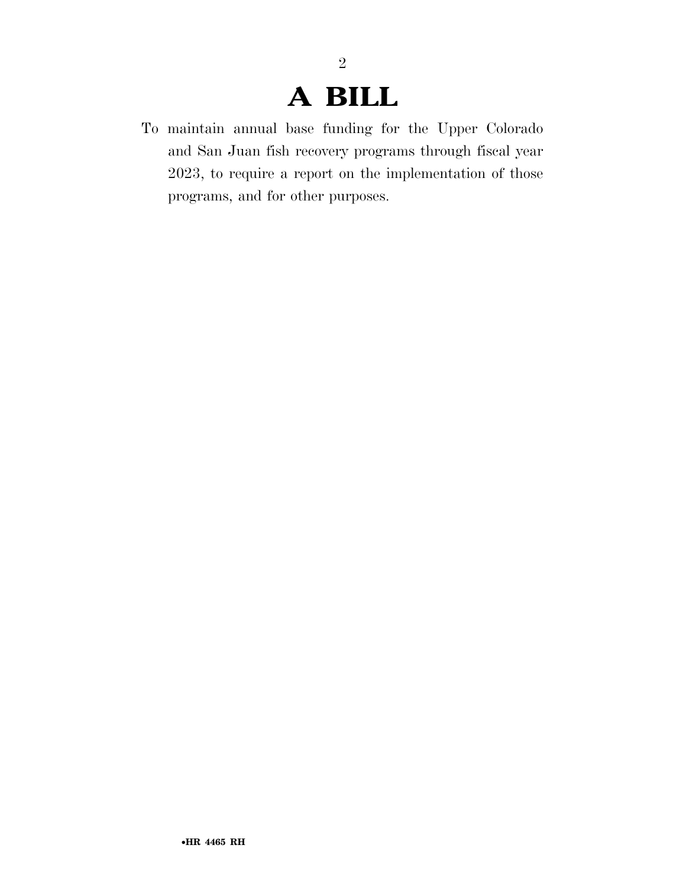# A BILL

To maintain annual base funding for the Upper Colorado and San Juan fish recovery programs through fiscal year 2023, to require a report on the implementation of those programs, and for other purposes.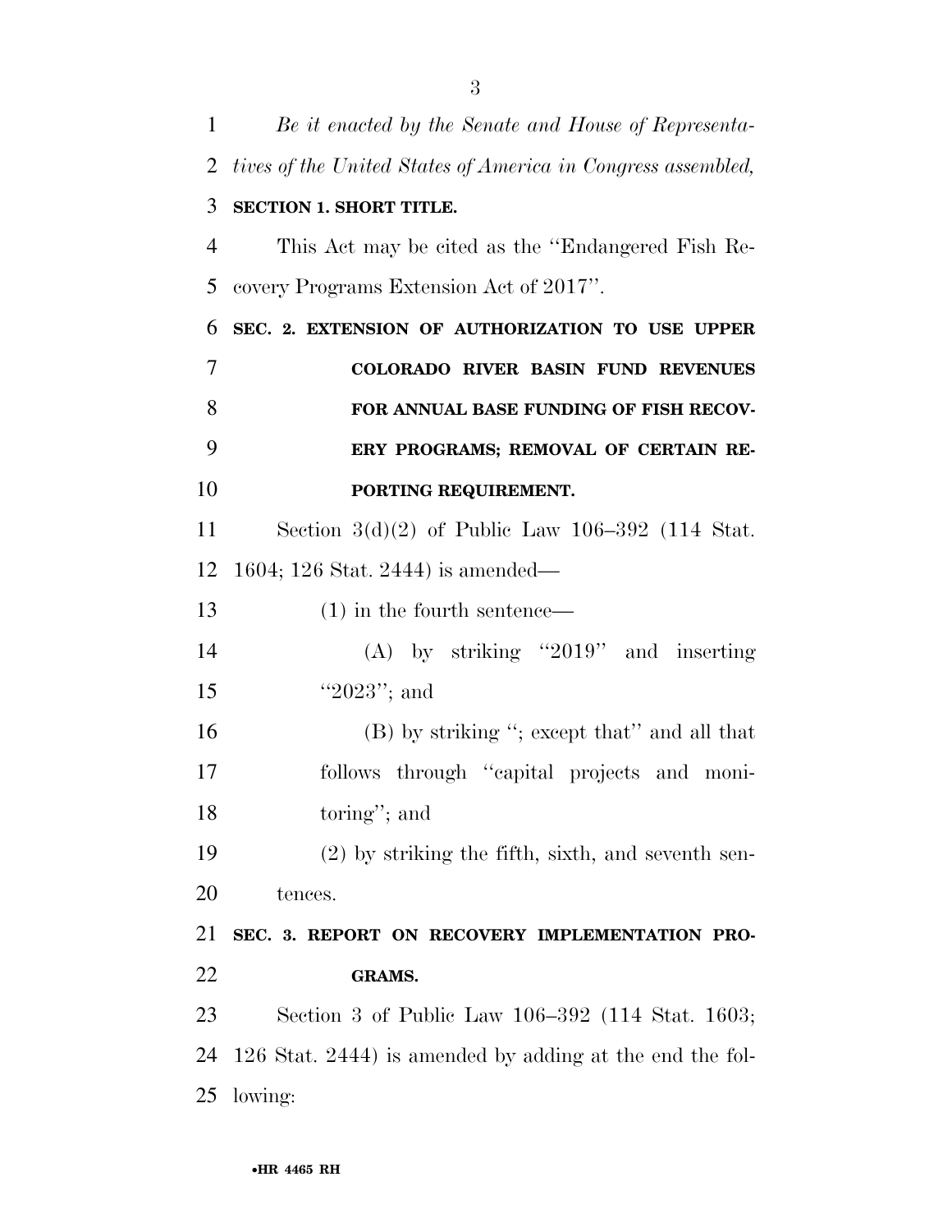*Be it enacted by the Senate and House of Representatives of the United States of America in Congress assembled,*

**SECTION 1. SHORT TITLE.**

This Act may be cited as the ''Endangered Fish Recovery Programs Extension Act of 2017''.

**SEC. 2. EXTENSION OF AUTHORIZATION TO USE UPPER COLORADO RIVER BASIN FUND REVENUES FOR ANNUAL BASE FUNDING OF FISH RECOVERY PROGRAMS; REMOVAL OF CERTAIN REPORTING REQUIREMENT.**

Section 3(d)(2) of Public Law 106–392 (114 Stat. 1604; 126 Stat. 2444) is amended—

(1) in the fourth sentence—

(A) by striking ''2019'' and inserting ''2023''; and

(B) by striking ''; except that'' and all that follows through ''capital projects and monitoring''; and

(2) by striking the fifth, sixth, and seventh sentences.

**SEC. 3. REPORT ON RECOVERY IMPLEMENTATION PROGRAMS.**

Section 3 of Public Law 106–392 (114 Stat. 1603; 126 Stat. 2444) is amended by adding at the end the following: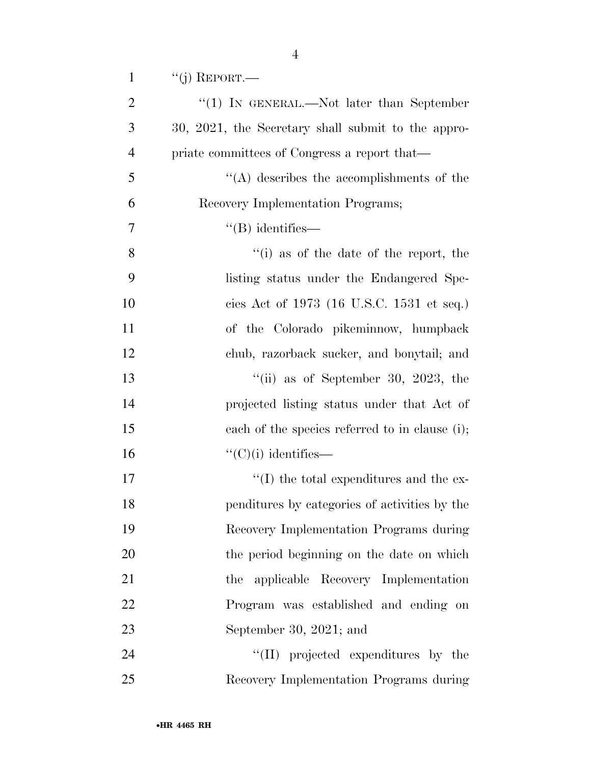"(j) REPORT.—

"(1) IN GENERAL.—Not later than September 30, 2021, the Secretary shall submit to the appropriate committees of Congress a report that—

"(A) describes the accomplishments of the Recovery Implementation Programs;

"(B) identifies—

"(i) as of the date of the report, the listing status under the Endangered Species Act of 1973 (16 U.S.C. 1531 et seq.) of the Colorado pikeminnow, humpback chub, razorback sucker, and bonytail; and

"(ii) as of September 30, 2023, the projected listing status under that Act of each of the species referred to in clause (i);

"(C)(i) identifies—

"(I) the total expenditures and the expenditures by categories of activities by the Recovery Implementation Programs during the period beginning on the date on which the applicable Recovery Implementation Program was established and ending on September 30, 2021; and

"(II) projected expenditures by the Recovery Implementation Programs during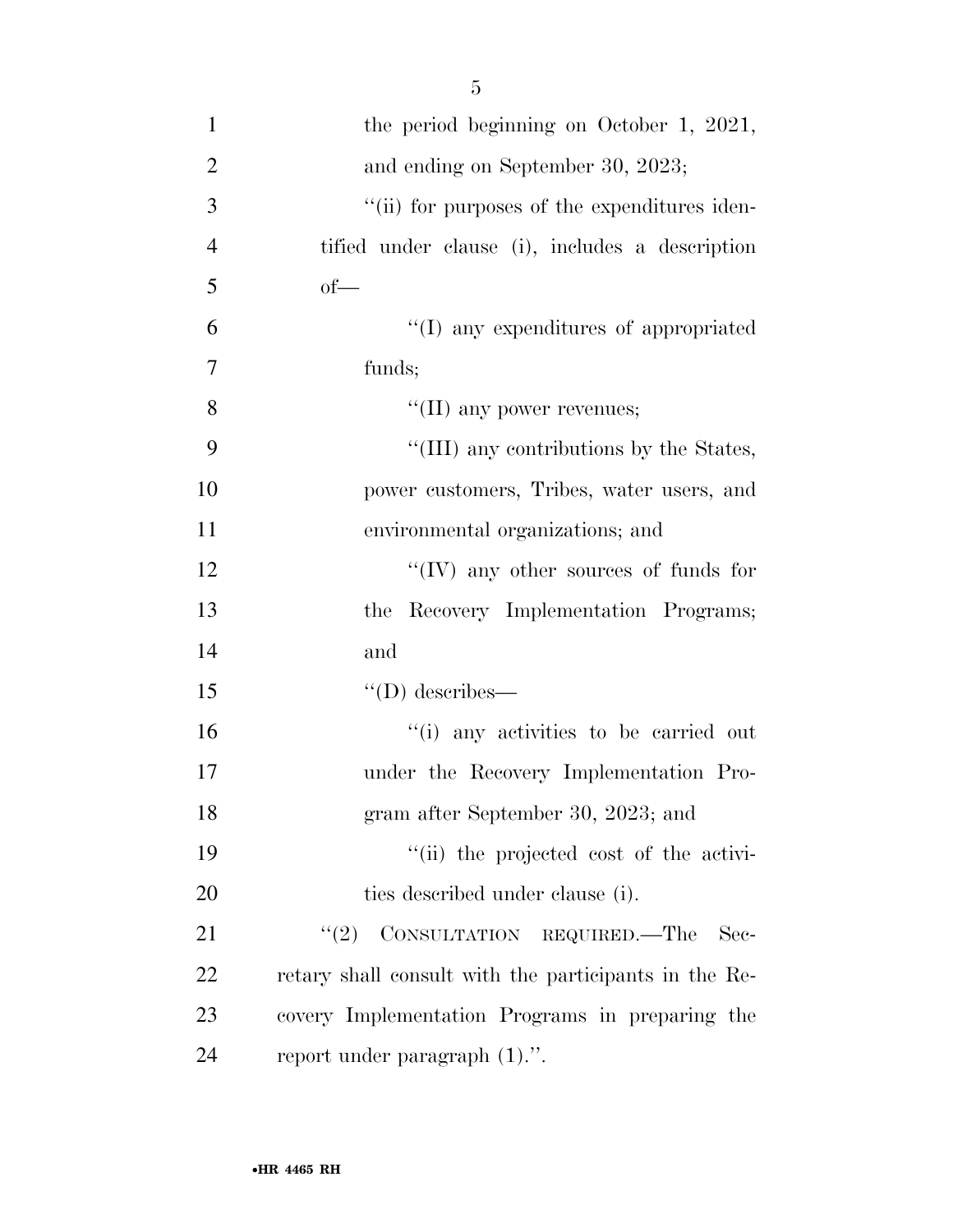the period beginning on October 1, 2021, and ending on September 30, 2023;

''(ii) for purposes of the expenditures identified under clause (i), includes a description of—

''(I) any expenditures of appropriated funds;

''(II) any power revenues;

''(III) any contributions by the States, power customers, Tribes, water users, and environmental organizations; and

''(IV) any other sources of funds for the Recovery Implementation Programs; and

''(D) describes—

''(i) any activities to be carried out under the Recovery Implementation Program after September 30, 2023; and

''(ii) the projected cost of the activities described under clause (i).

''(2) CONSULTATION REQUIRED.—The Secretary shall consult with the participants in the Recovery Implementation Programs in preparing the report under paragraph (1).''.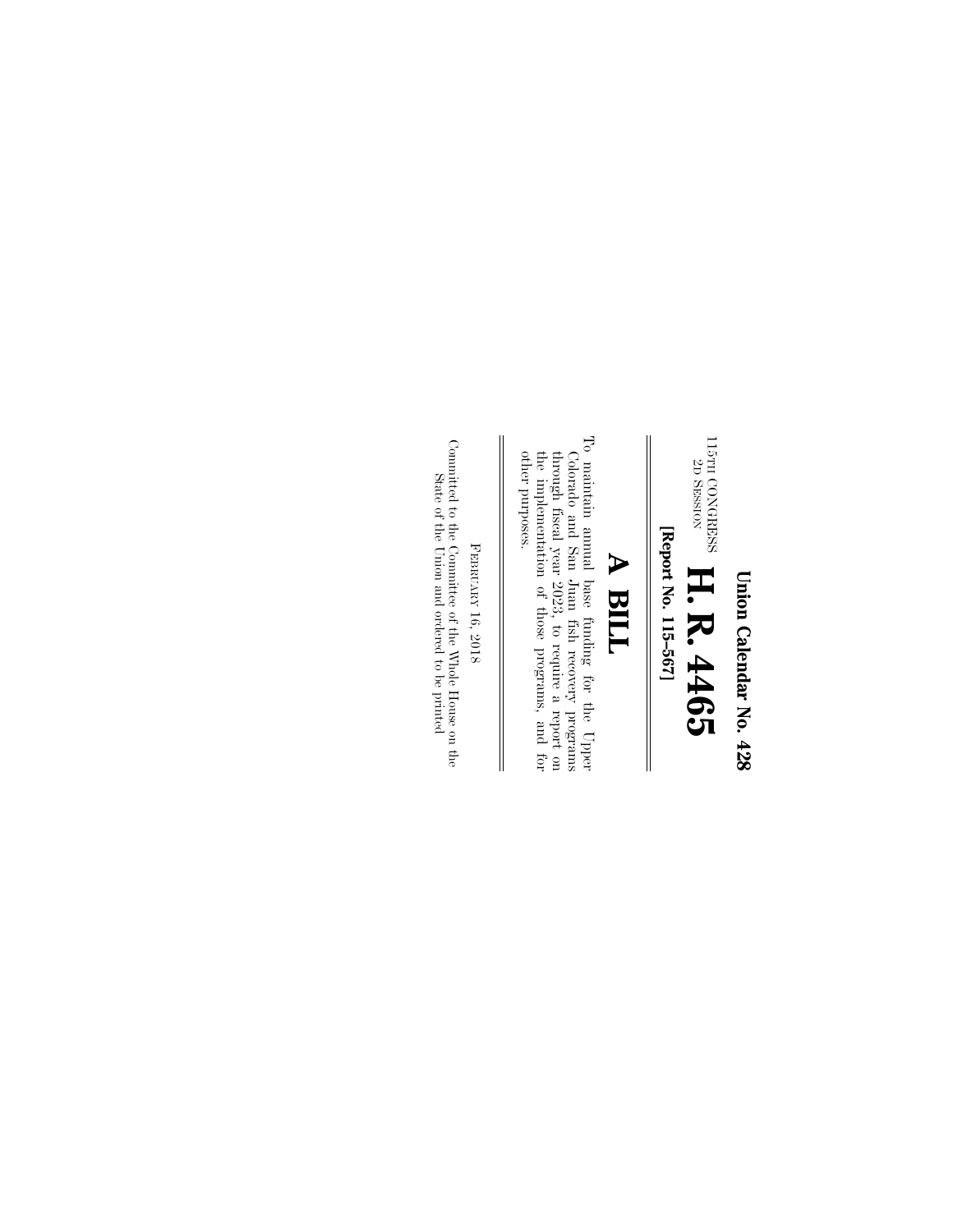**Union Calendar No. 428**

115TH CONGRESS
2D SESSION

# H. R. 4465

**[Report No. 115–567]**

# A BILL

To maintain annual base funding for the Upper Colorado and San Juan fish recovery programs through fiscal year 2023, to require a report on the implementation of those programs, and for other purposes.

FEBRUARY 16, 2018

Committed to the Committee of the Whole House on the State of the Union and ordered to be printed